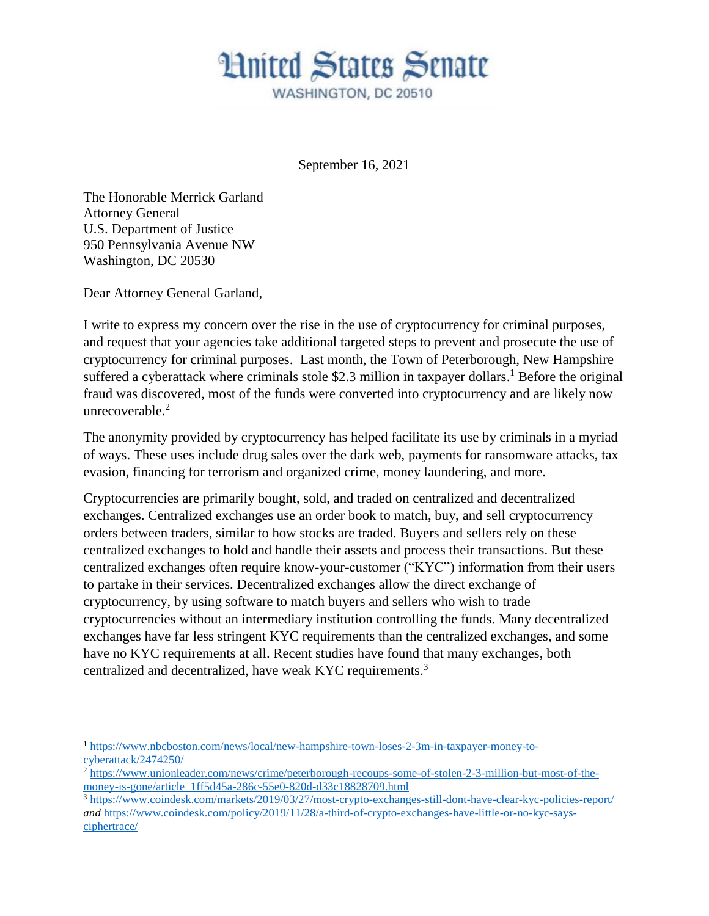# United States Senate

WASHINGTON, DC 20510

September 16, 2021

The Honorable Merrick Garland
Attorney General
U.S. Department of Justice
950 Pennsylvania Avenue NW
Washington, DC 20530

Dear Attorney General Garland,

I write to express my concern over the rise in the use of cryptocurrency for criminal purposes, and request that your agencies take additional targeted steps to prevent and prosecute the use of cryptocurrency for criminal purposes. Last month, the Town of Peterborough, New Hampshire suffered a cyberattack where criminals stole $2.3 million in taxpayer dollars.[1] Before the original fraud was discovered, most of the funds were converted into cryptocurrency and are likely now unrecoverable.[2]

The anonymity provided by cryptocurrency has helped facilitate its use by criminals in a myriad of ways. These uses include drug sales over the dark web, payments for ransomware attacks, tax evasion, financing for terrorism and organized crime, money laundering, and more.

Cryptocurrencies are primarily bought, sold, and traded on centralized and decentralized exchanges. Centralized exchanges use an order book to match, buy, and sell cryptocurrency orders between traders, similar to how stocks are traded. Buyers and sellers rely on these centralized exchanges to hold and handle their assets and process their transactions. But these centralized exchanges often require know-your-customer ("KYC") information from their users to partake in their services. Decentralized exchanges allow the direct exchange of cryptocurrency, by using software to match buyers and sellers who wish to trade cryptocurrencies without an intermediary institution controlling the funds. Many decentralized exchanges have far less stringent KYC requirements than the centralized exchanges, and some have no KYC requirements at all. Recent studies have found that many exchanges, both centralized and decentralized, have weak KYC requirements.[3]

---

[1] https://www.nbcboston.com/news/local/new-hampshire-town-loses-2-3m-in-taxpayer-money-to-cyberattack/2474250/

[2] https://www.unionleader.com/news/crime/peterborough-recoups-some-of-stolen-2-3-million-but-most-of-the-money-is-gone/article_1ff5d45a-286c-55e0-820d-d33c18828709.html

[3] https://www.coindesk.com/markets/2019/03/27/most-crypto-exchanges-still-dont-have-clear-kyc-policies-report/ *and* https://www.coindesk.com/policy/2019/11/28/a-third-of-crypto-exchanges-have-little-or-no-kyc-says-ciphertrace/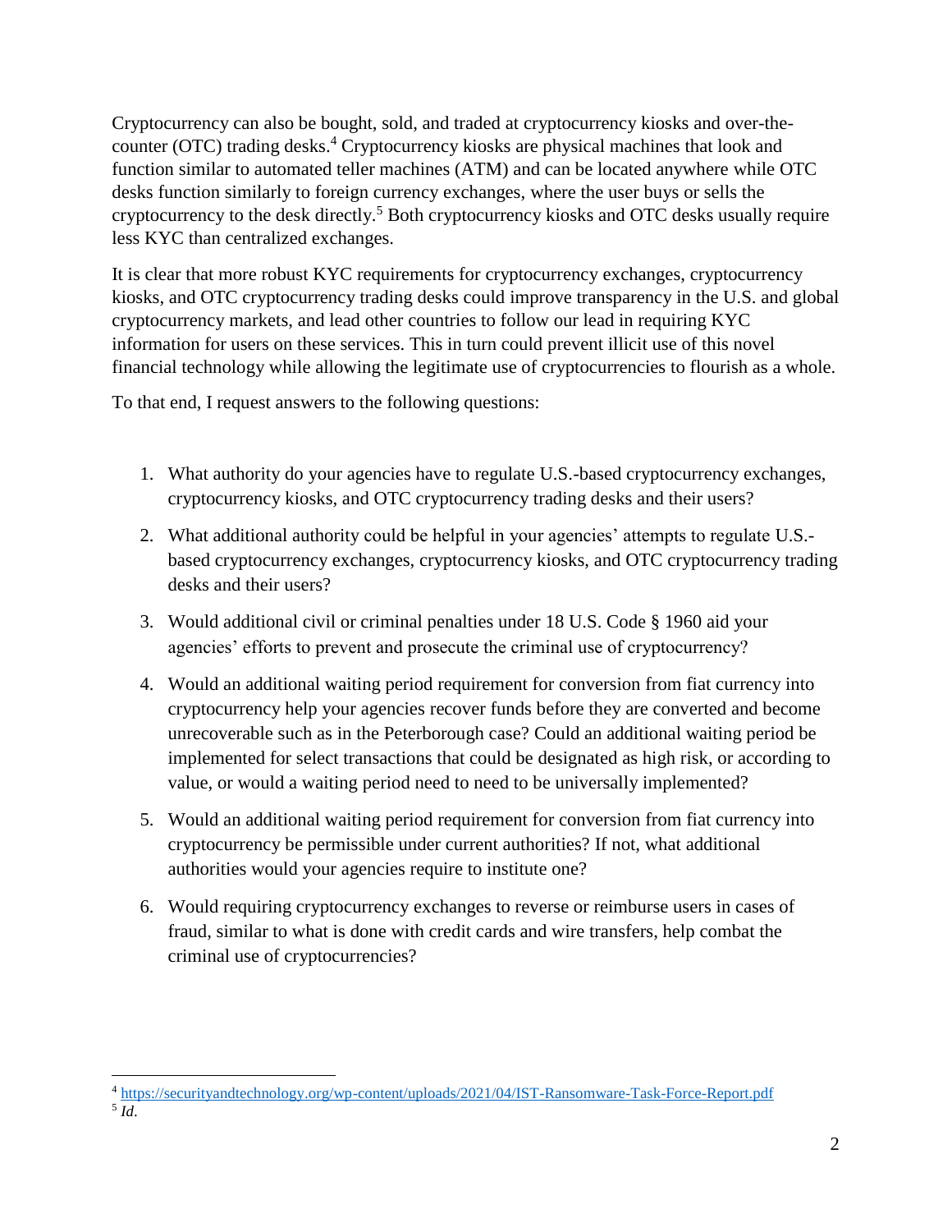Cryptocurrency can also be bought, sold, and traded at cryptocurrency kiosks and over-the-counter (OTC) trading desks.[4] Cryptocurrency kiosks are physical machines that look and function similar to automated teller machines (ATM) and can be located anywhere while OTC desks function similarly to foreign currency exchanges, where the user buys or sells the cryptocurrency to the desk directly.[5] Both cryptocurrency kiosks and OTC desks usually require less KYC than centralized exchanges.

It is clear that more robust KYC requirements for cryptocurrency exchanges, cryptocurrency kiosks, and OTC cryptocurrency trading desks could improve transparency in the U.S. and global cryptocurrency markets, and lead other countries to follow our lead in requiring KYC information for users on these services. This in turn could prevent illicit use of this novel financial technology while allowing the legitimate use of cryptocurrencies to flourish as a whole.

To that end, I request answers to the following questions:

1. What authority do your agencies have to regulate U.S.-based cryptocurrency exchanges, cryptocurrency kiosks, and OTC cryptocurrency trading desks and their users?
2. What additional authority could be helpful in your agencies' attempts to regulate U.S.-based cryptocurrency exchanges, cryptocurrency kiosks, and OTC cryptocurrency trading desks and their users?
3. Would additional civil or criminal penalties under 18 U.S. Code § 1960 aid your agencies' efforts to prevent and prosecute the criminal use of cryptocurrency?
4. Would an additional waiting period requirement for conversion from fiat currency into cryptocurrency help your agencies recover funds before they are converted and become unrecoverable such as in the Peterborough case? Could an additional waiting period be implemented for select transactions that could be designated as high risk, or according to value, or would a waiting period need to need to be universally implemented?
5. Would an additional waiting period requirement for conversion from fiat currency into cryptocurrency be permissible under current authorities? If not, what additional authorities would your agencies require to institute one?
6. Would requiring cryptocurrency exchanges to reverse or reimburse users in cases of fraud, similar to what is done with credit cards and wire transfers, help combat the criminal use of cryptocurrencies?

---

[4] https://securityandtechnology.org/wp-content/uploads/2021/04/IST-Ransomware-Task-Force-Report.pdf

[5] *Id*.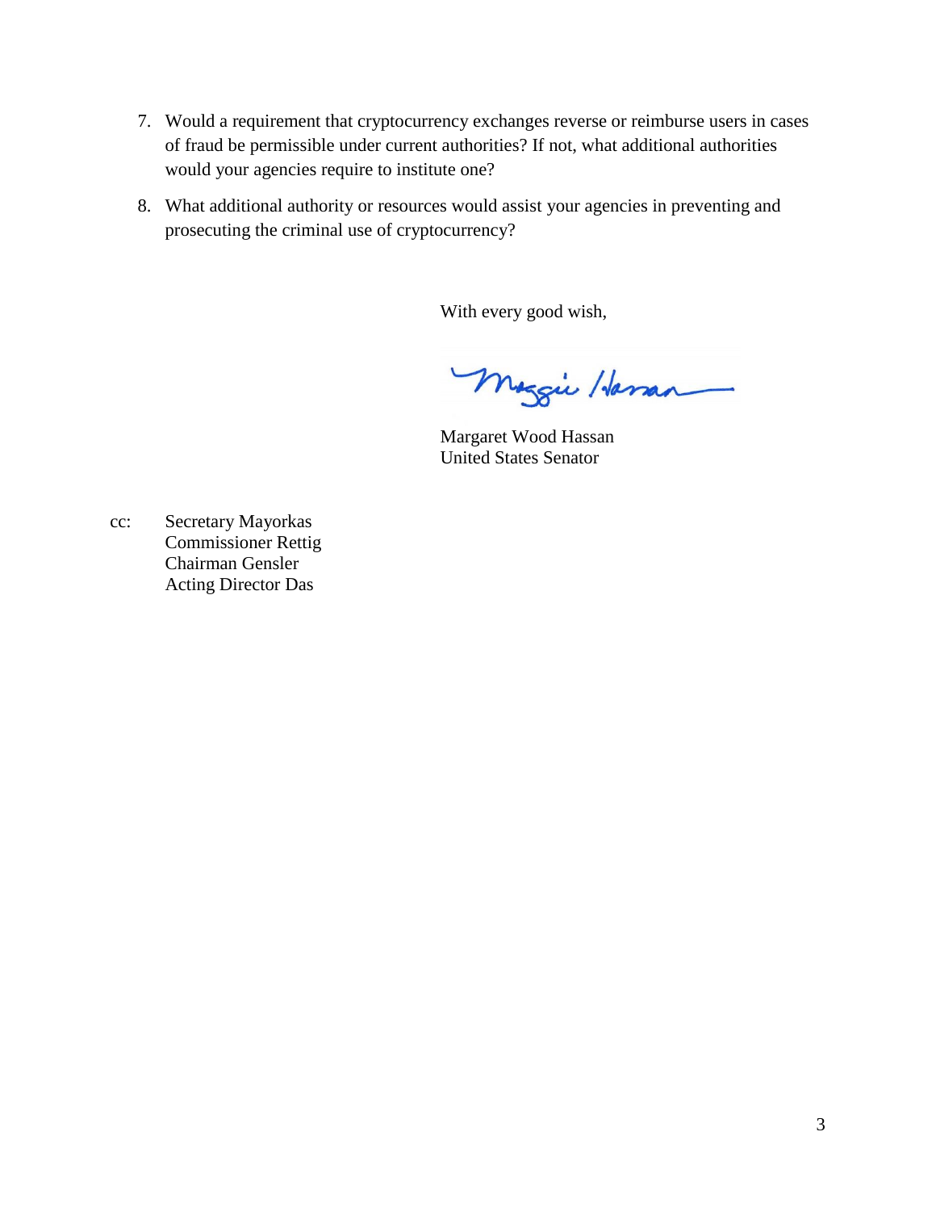7. Would a requirement that cryptocurrency exchanges reverse or reimburse users in cases of fraud be permissible under current authorities? If not, what additional authorities would your agencies require to institute one?

8. What additional authority or resources would assist your agencies in preventing and prosecuting the criminal use of cryptocurrency?

With every good wish,

Margaret Wood Hassan
United States Senator

cc: Secretary Mayorkas
Commissioner Rettig
Chairman Gensler
Acting Director Das